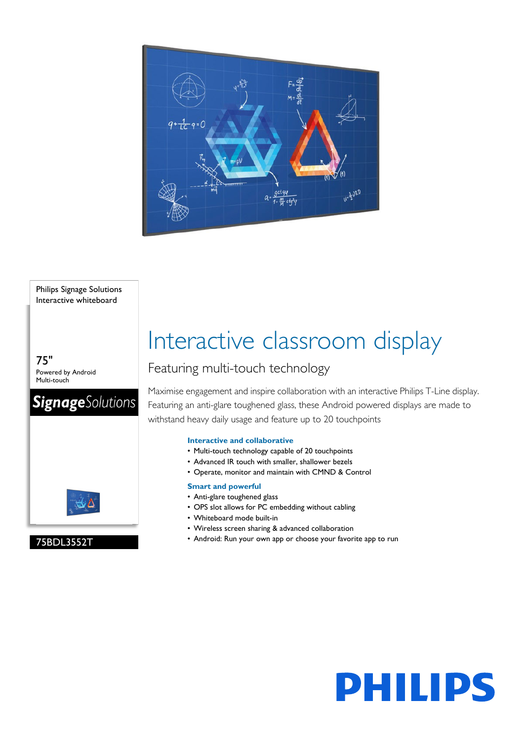Philips Signage Solutions
Interactive whiteboard

75"
Powered by Android
Multi-touch

**Signage**Solutions

75BDL3552T

# Interactive classroom display

## Featuring multi-touch technology

Maximise engagement and inspire collaboration with an interactive Philips T-Line display. Featuring an anti-glare toughened glass, these Android powered displays are made to withstand heavy daily usage and feature up to 20 touchpoints

### Interactive and collaborative

- Multi-touch technology capable of 20 touchpoints
- Advanced IR touch with smaller, shallower bezels
- Operate, monitor and maintain with CMND & Control

### Smart and powerful

- Anti-glare toughened glass
- OPS slot allows for PC embedding without cabling
- Whiteboard mode built-in
- Wireless screen sharing & advanced collaboration
- Android: Run your own app or choose your favorite app to run

PHILIPS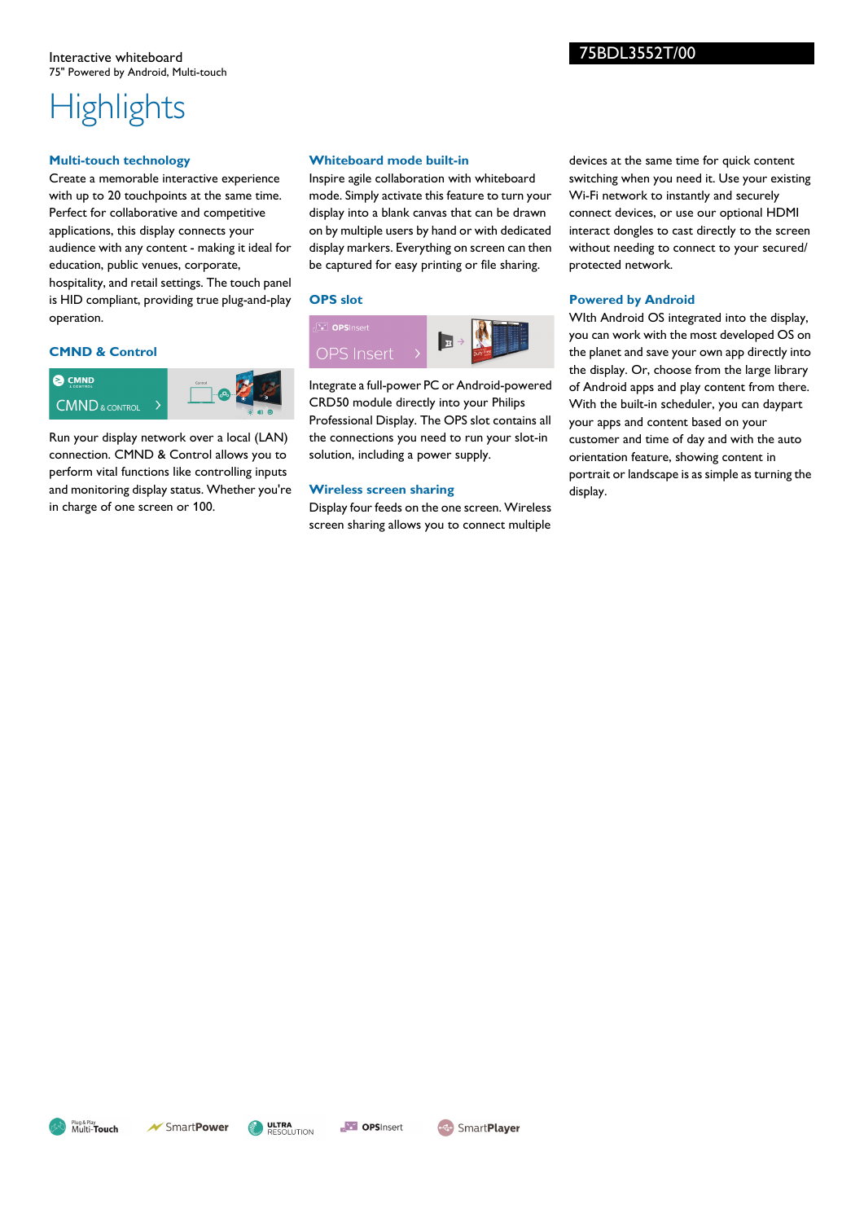Interactive whiteboard
75" Powered by Android, Multi-touch

75BDL3552T/00

# Highlights

### Multi-touch technology

Create a memorable interactive experience with up to 20 touchpoints at the same time. Perfect for collaborative and competitive applications, this display connects your audience with any content - making it ideal for education, public venues, corporate, hospitality, and retail settings. The touch panel is HID compliant, providing true plug-and-play operation.

### CMND & Control

Run your display network over a local (LAN) connection. CMND & Control allows you to perform vital functions like controlling inputs and monitoring display status. Whether you're in charge of one screen or 100.

### Whiteboard mode built-in

Inspire agile collaboration with whiteboard mode. Simply activate this feature to turn your display into a blank canvas that can be drawn on by multiple users by hand or with dedicated display markers. Everything on screen can then be captured for easy printing or file sharing.

### OPS slot

Integrate a full-power PC or Android-powered CRD50 module directly into your Philips Professional Display. The OPS slot contains all the connections you need to run your slot-in solution, including a power supply.

### Wireless screen sharing

Display four feeds on the one screen. Wireless screen sharing allows you to connect multiple devices at the same time for quick content switching when you need it. Use your existing Wi-Fi network to instantly and securely connect devices, or use our optional HDMI interact dongles to cast directly to the screen without needing to connect to your secured/ protected network.

### Powered by Android

WIth Android OS integrated into the display, you can work with the most developed OS on the planet and save your own app directly into the display. Or, choose from the large library of Android apps and play content from there. With the built-in scheduler, you can daypart your apps and content based on your customer and time of day and with the auto orientation feature, showing content in portrait or landscape is as simple as turning the display.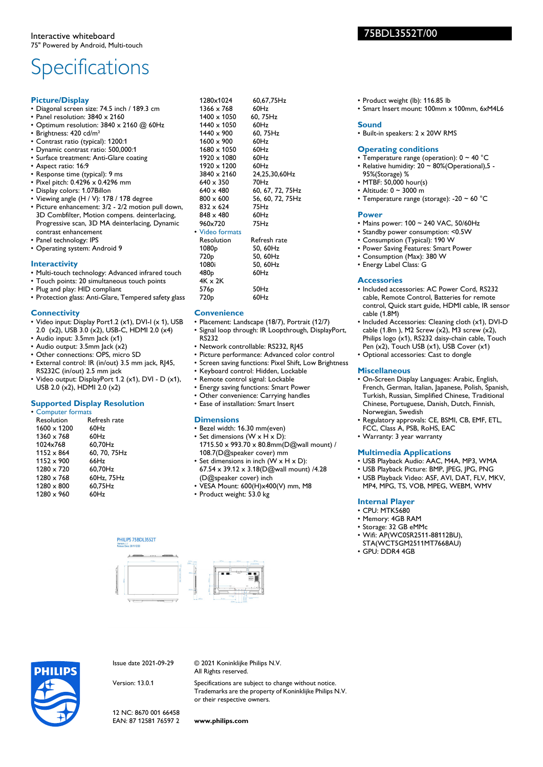Interactive whiteboard
75" Powered by Android, Multi-touch

75BDL3552T/00

# Specifications

## Picture/Display

- Diagonal screen size: 74.5 inch / 189.3 cm
- Panel resolution: 3840 x 2160
- Optimum resolution: 3840 x 2160 @ 60Hz
- Brightness: 420 cd/m²
- Contrast ratio (typical): 1200:1
- Dynamic contrast ratio: 500,000:1
- Surface treatment: Anti-Glare coating
- Aspect ratio: 16:9
- Response time (typical): 9 ms
- Pixel pitch: 0.4296 x 0.4296 mm
- Display colors: 1.07Billon
- Viewing angle (H / V): 178 / 178 degree
- Picture enhancement: 3/2 - 2/2 motion pull down, 3D Combfilter, Motion compens. deinterlacing, Progressive scan, 3D MA deinterlacing, Dynamic contrast enhancement
- Panel technology: IPS
- Operating system: Android 9

## Interactivity

- Multi-touch technology: Advanced infrared touch
- Touch points: 20 simultaneous touch points
- Plug and play: HID compliant
- Protection glass: Anti-Glare, Tempered safety glass

## Connectivity

- Video input: Display Port1.2 (x1), DVI-I (x 1), USB 2.0 (x2), USB 3.0 (x2), USB-C, HDMI 2.0 (x4)
- Audio input: 3.5mm Jack (x1)
- Audio output: 3.5mm Jack (x1)
- Other connections: OPS, micro SD
- External control: IR (in/out) 3.5 mm jack, RJ45, RS232C (in/out) 2.5 mm jack
- Video output: DisplayPort 1.2 (x1), DVI - D (x1), USB 2.0 (x2), HDMI 2.0 (x2)

## Supported Display Resolution

- Computer formats

| Resolution | Refresh rate |
|---|---|
| 1600 x 1200 | 60Hz |
| 1360 x 768 | 60Hz |
| 1024x768 | 60,70Hz |
| 1152 x 864 | 60, 70, 75Hz |
| 1152 x 900 | 66Hz |
| 1280 x 720 | 60,70Hz |
| 1280 x 768 | 60Hz, 75Hz |
| 1280 x 800 | 60,75Hz |
| 1280 x 960 | 60Hz |
| 1280x1024 | 60,67,75Hz |
| 1366 x 768 | 60Hz |
| 1400 x 1050 | 60, 75Hz |
| 1440 x 1050 | 60Hz |
| 1440 x 900 | 60, 75Hz |
| 1600 x 900 | 60Hz |
| 1680 x 1050 | 60Hz |
| 1920 x 1080 | 60Hz |
| 1920 x 1200 | 60Hz |
| 3840 x 2160 | 24,25,30,60Hz |
| 640 x 350 | 70Hz |
| 640 x 480 | 60, 67, 72, 75Hz |
| 800 x 600 | 56, 60, 72, 75Hz |
| 832 x 624 | 75Hz |
| 848 x 480 | 60Hz |
| 960x720 | 75Hz |

- Video formats

| Resolution | Refresh rate |
|---|---|
| 1080p | 50, 60Hz |
| 720p | 50, 60Hz |
| 1080i | 50, 60Hz |
| 480p | 60Hz |
| 4K x 2K | |
| 576p | 50Hz |
| 720p | 60Hz |

## Convenience

- Placement: Landscape (18/7), Portrait (12/7)
- Signal loop through: IR Loopthrough, DisplayPort, RS232
- Network controllable: RS232, RJ45
- Picture performance: Advanced color control
- Screen saving functions: Pixel Shift, Low Brightness
- Keyboard control: Hidden, Lockable
- Remote control signal: Lockable
- Energy saving functions: Smart Power
- Other convenience: Carrying handles
- Ease of installation: Smart Insert

## Dimensions

- Bezel width: 16.30 mm(even)
- Set dimensions (W x H x D): 1715.50 x 993.70 x 80.8mm(D@wall mount) / 108.7(D@speaker cover) mm
- Set dimensions in inch (W x H x D): 67.54 x 39.12 x 3.18(D@wall mount) /4.28 (D@speaker cover) inch
- VESA Mount: 600(H)x400(V) mm, M8
- Product weight: 53.0 kg
- Product weight (lb): 116.85 lb
- Smart Insert mount: 100mm x 100mm, 6xM4L6

## Sound

- Built-in speakers: 2 x 20W RMS

## Operating conditions

- Temperature range (operation): 0 ~ 40 °C
- Relative humidity: 20 ~ 80%(Operational),5 - 95%(Storage) %
- MTBF: 50,000 hour(s)
- Altitude: 0 ~ 3000 m
- Temperature range (storage): -20 ~ 60 °C

## Power

- Mains power: 100 ~ 240 VAC, 50/60Hz
- Standby power consumption: <0.5W
- Consumption (Typical): 190 W
- Power Saving Features: Smart Power
- Consumption (Max): 380 W
- Energy Label Class: G

## Accessories

- Included accessories: AC Power Cord, RS232 cable, Remote Control, Batteries for remote control, Quick start guide, HDMI cable, IR sensor cable (1.8M)
- Included Accessories: Cleaning cloth (x1), DVI-D cable (1.8m ), M2 Screw (x2), M3 screw (x2), Philips logo (x1), RS232 daisy-chain cable, Touch Pen (x2), Touch USB (x1), USB Cover (x1)
- Optional accessories: Cast to dongle

## Miscellaneous

- On-Screen Display Languages: Arabic, English, French, German, Italian, Japanese, Polish, Spanish, Turkish, Russian, Simplified Chinese, Traditional Chinese, Portuguese, Danish, Dutch, Finnish, Norwegian, Swedish
- Regulatory approvals: CE, BSMI, CB, EMF, ETL, FCC, Class A, PSB, RoHS, EAC
- Warranty: 3 year warranty

## Multimedia Applications

- USB Playback Audio: AAC, M4A, MP3, WMA
- USB Playback Picture: BMP, JPEG, JPG, PNG
- USB Playback Video: ASF, AVI, DAT, FLV, MKV, MP4, MPG, TS, VOB, MPEG, WEBM, WMV

## Internal Player

- CPU: MTK5680
- Memory: 4GB RAM
- Storage: 32 GB eMMc
- Wifi: AP(WC0SR2511-88112BU), STA(WCT5GM2511MT7668AU)
- GPU: DDR4 4GB

Issue date 2021-09-29

Version: 13.0.1

12 NC: 8670 001 66458
EAN: 87 12581 76597 2

© 2021 Koninklijke Philips N.V.
All Rights reserved.

Specifications are subject to change without notice. Trademarks are the property of Koninklijke Philips N.V. or their respective owners.

www.philips.com